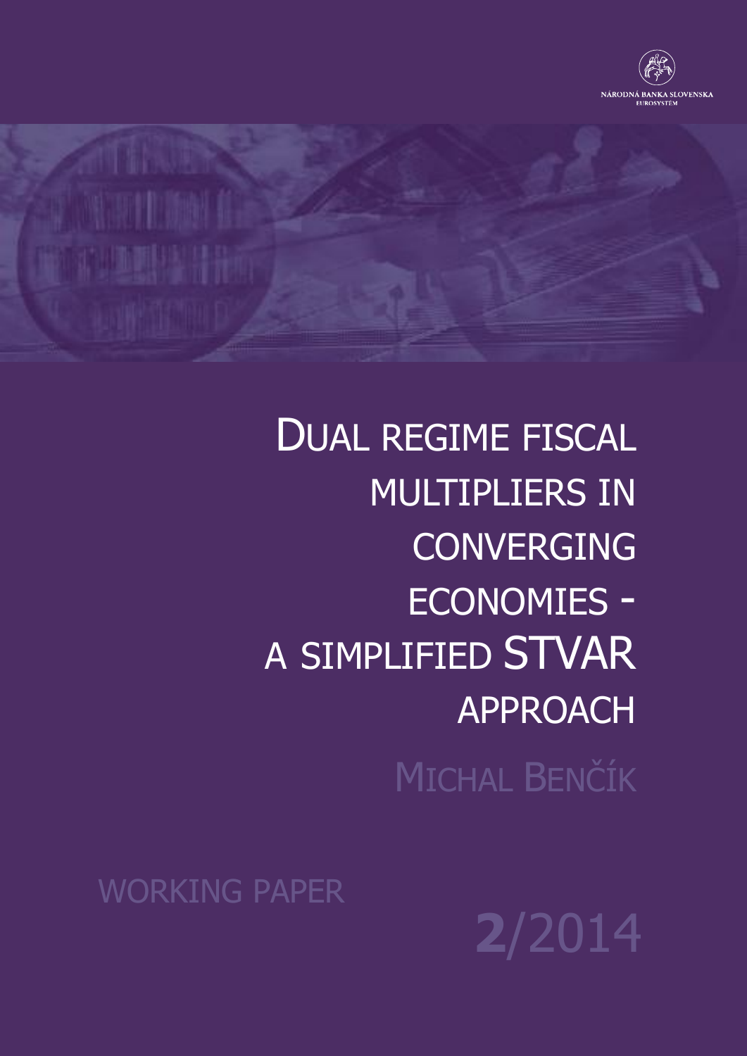NÁRODNÁ BANKA SLOVENSKA
EUROSYSTÉM

# Dual regime fiscal multipliers in converging economies - a simplified STVAR approach

Michal Benčík

WORKING PAPER

**2**/2014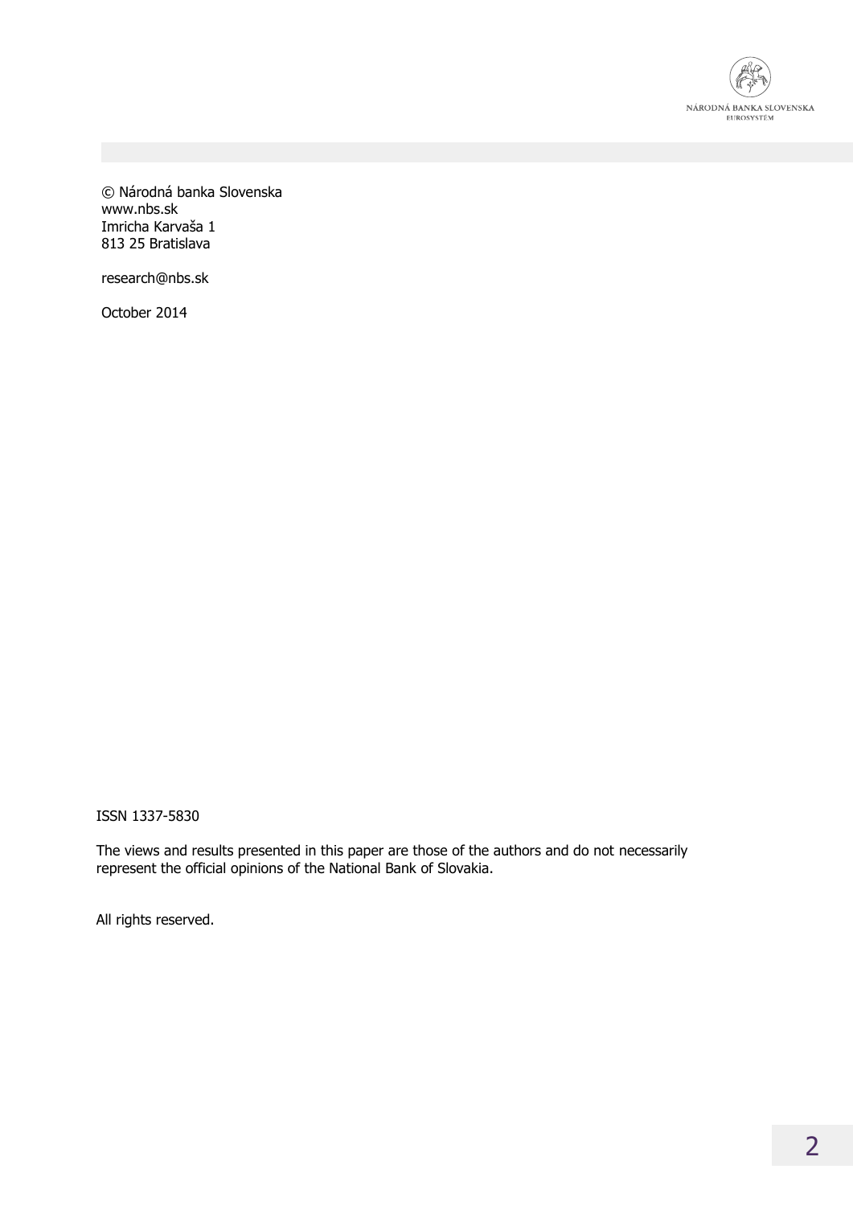© Národná banka Slovenska
www.nbs.sk
Imricha Karvaša 1
813 25 Bratislava

research@nbs.sk

October 2014

ISSN 1337-5830

The views and results presented in this paper are those of the authors and do not necessarily represent the official opinions of the National Bank of Slovakia.

All rights reserved.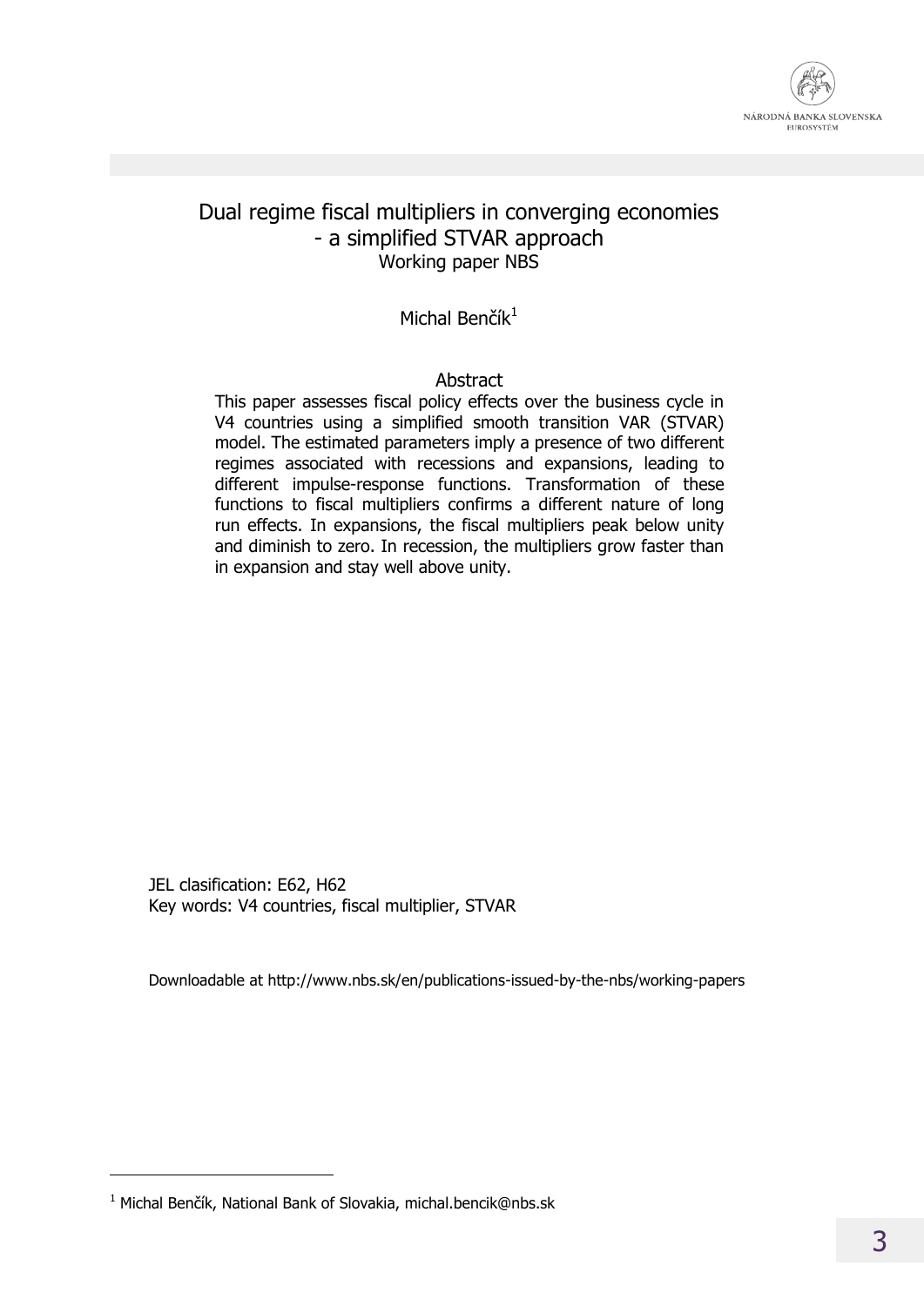# Dual regime fiscal multipliers in converging economies - a simplified STVAR approach

Working paper NBS

Michal Benčík[1]

## Abstract

This paper assesses fiscal policy effects over the business cycle in V4 countries using a simplified smooth transition VAR (STVAR) model. The estimated parameters imply a presence of two different regimes associated with recessions and expansions, leading to different impulse-response functions. Transformation of these functions to fiscal multipliers confirms a different nature of long run effects. In expansions, the fiscal multipliers peak below unity and diminish to zero. In recession, the multipliers grow faster than in expansion and stay well above unity.

JEL clasification: E62, H62

Key words: V4 countries, fiscal multiplier, STVAR

Downloadable at http://www.nbs.sk/en/publications-issued-by-the-nbs/working-papers

[1] Michal Benčík, National Bank of Slovakia, michal.bencik@nbs.sk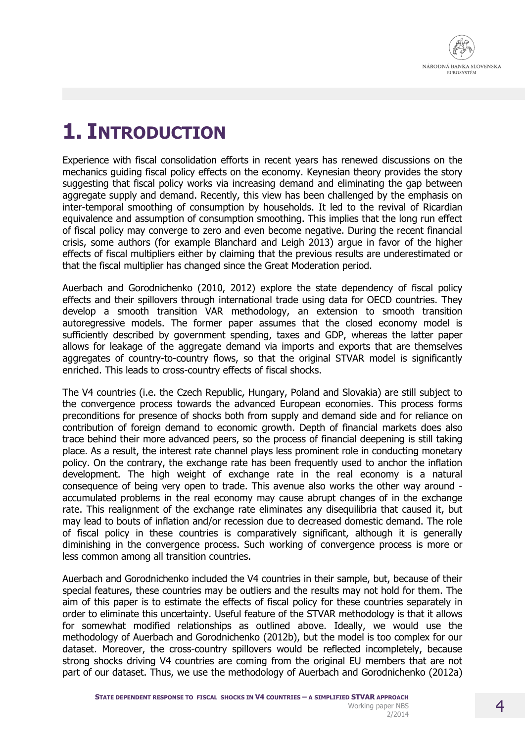# 1. INTRODUCTION

Experience with fiscal consolidation efforts in recent years has renewed discussions on the mechanics guiding fiscal policy effects on the economy. Keynesian theory provides the story suggesting that fiscal policy works via increasing demand and eliminating the gap between aggregate supply and demand. Recently, this view has been challenged by the emphasis on inter-temporal smoothing of consumption by households. It led to the revival of Ricardian equivalence and assumption of consumption smoothing. This implies that the long run effect of fiscal policy may converge to zero and even become negative. During the recent financial crisis, some authors (for example Blanchard and Leigh 2013) argue in favor of the higher effects of fiscal multipliers either by claiming that the previous results are underestimated or that the fiscal multiplier has changed since the Great Moderation period.

Auerbach and Gorodnichenko (2010, 2012) explore the state dependency of fiscal policy effects and their spillovers through international trade using data for OECD countries. They develop a smooth transition VAR methodology, an extension to smooth transition autoregressive models. The former paper assumes that the closed economy model is sufficiently described by government spending, taxes and GDP, whereas the latter paper allows for leakage of the aggregate demand via imports and exports that are themselves aggregates of country-to-country flows, so that the original STVAR model is significantly enriched. This leads to cross-country effects of fiscal shocks.

The V4 countries (i.e. the Czech Republic, Hungary, Poland and Slovakia) are still subject to the convergence process towards the advanced European economies. This process forms preconditions for presence of shocks both from supply and demand side and for reliance on contribution of foreign demand to economic growth. Depth of financial markets does also trace behind their more advanced peers, so the process of financial deepening is still taking place. As a result, the interest rate channel plays less prominent role in conducting monetary policy. On the contrary, the exchange rate has been frequently used to anchor the inflation development. The high weight of exchange rate in the real economy is a natural consequence of being very open to trade. This avenue also works the other way around - accumulated problems in the real economy may cause abrupt changes of in the exchange rate. This realignment of the exchange rate eliminates any disequilibria that caused it, but may lead to bouts of inflation and/or recession due to decreased domestic demand. The role of fiscal policy in these countries is comparatively significant, although it is generally diminishing in the convergence process. Such working of convergence process is more or less common among all transition countries.

Auerbach and Gorodnichenko included the V4 countries in their sample, but, because of their special features, these countries may be outliers and the results may not hold for them. The aim of this paper is to estimate the effects of fiscal policy for these countries separately in order to eliminate this uncertainty. Useful feature of the STVAR methodology is that it allows for somewhat modified relationships as outlined above. Ideally, we would use the methodology of Auerbach and Gorodnichenko (2012b), but the model is too complex for our dataset. Moreover, the cross-country spillovers would be reflected incompletely, because strong shocks driving V4 countries are coming from the original EU members that are not part of our dataset. Thus, we use the methodology of Auerbach and Gorodnichenko (2012a)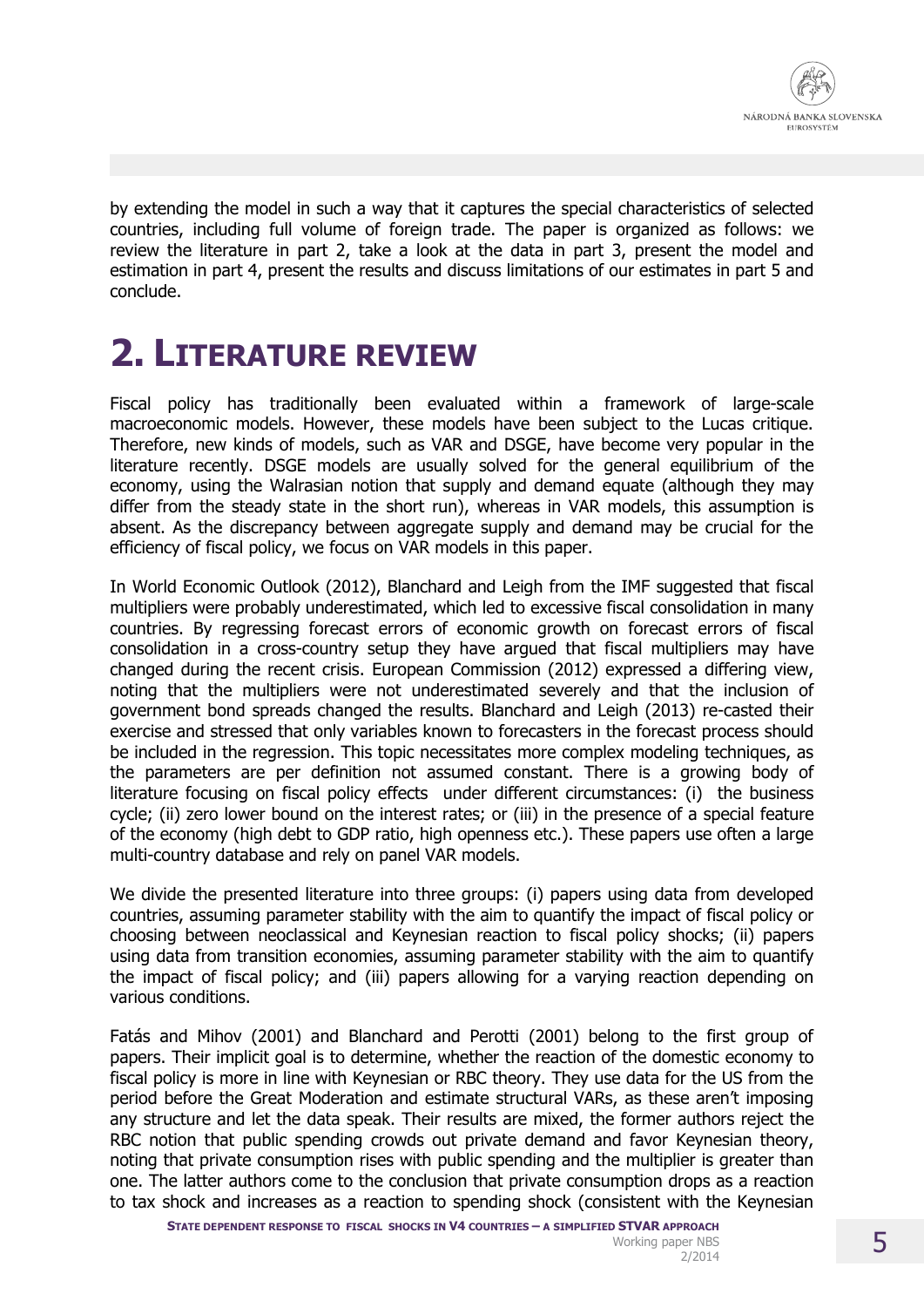by extending the model in such a way that it captures the special characteristics of selected countries, including full volume of foreign trade. The paper is organized as follows: we review the literature in part 2, take a look at the data in part 3, present the model and estimation in part 4, present the results and discuss limitations of our estimates in part 5 and conclude.

# 2. Literature review

Fiscal policy has traditionally been evaluated within a framework of large-scale macroeconomic models. However, these models have been subject to the Lucas critique. Therefore, new kinds of models, such as VAR and DSGE, have become very popular in the literature recently. DSGE models are usually solved for the general equilibrium of the economy, using the Walrasian notion that supply and demand equate (although they may differ from the steady state in the short run), whereas in VAR models, this assumption is absent. As the discrepancy between aggregate supply and demand may be crucial for the efficiency of fiscal policy, we focus on VAR models in this paper.

In World Economic Outlook (2012), Blanchard and Leigh from the IMF suggested that fiscal multipliers were probably underestimated, which led to excessive fiscal consolidation in many countries. By regressing forecast errors of economic growth on forecast errors of fiscal consolidation in a cross-country setup they have argued that fiscal multipliers may have changed during the recent crisis. European Commission (2012) expressed a differing view, noting that the multipliers were not underestimated severely and that the inclusion of government bond spreads changed the results. Blanchard and Leigh (2013) re-casted their exercise and stressed that only variables known to forecasters in the forecast process should be included in the regression. This topic necessitates more complex modeling techniques, as the parameters are per definition not assumed constant. There is a growing body of literature focusing on fiscal policy effects under different circumstances: (i) the business cycle; (ii) zero lower bound on the interest rates; or (iii) in the presence of a special feature of the economy (high debt to GDP ratio, high openness etc.). These papers use often a large multi-country database and rely on panel VAR models.

We divide the presented literature into three groups: (i) papers using data from developed countries, assuming parameter stability with the aim to quantify the impact of fiscal policy or choosing between neoclassical and Keynesian reaction to fiscal policy shocks; (ii) papers using data from transition economies, assuming parameter stability with the aim to quantify the impact of fiscal policy; and (iii) papers allowing for a varying reaction depending on various conditions.

Fatás and Mihov (2001) and Blanchard and Perotti (2001) belong to the first group of papers. Their implicit goal is to determine, whether the reaction of the domestic economy to fiscal policy is more in line with Keynesian or RBC theory. They use data for the US from the period before the Great Moderation and estimate structural VARs, as these aren't imposing any structure and let the data speak. Their results are mixed, the former authors reject the RBC notion that public spending crowds out private demand and favor Keynesian theory, noting that private consumption rises with public spending and the multiplier is greater than one. The latter authors come to the conclusion that private consumption drops as a reaction to tax shock and increases as a reaction to spending shock (consistent with the Keynesian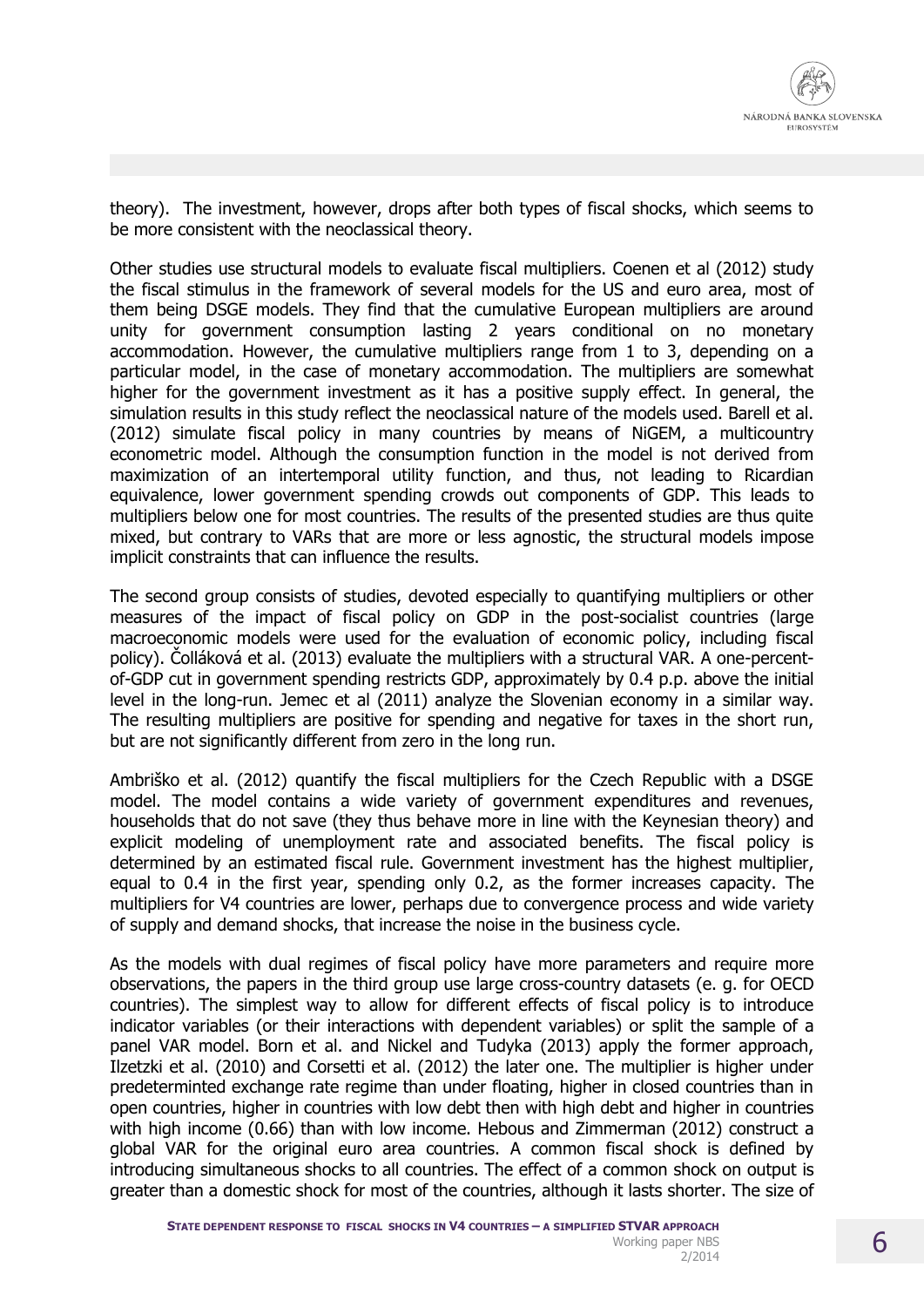theory). The investment, however, drops after both types of fiscal shocks, which seems to be more consistent with the neoclassical theory.

Other studies use structural models to evaluate fiscal multipliers. Coenen et al (2012) study the fiscal stimulus in the framework of several models for the US and euro area, most of them being DSGE models. They find that the cumulative European multipliers are around unity for government consumption lasting 2 years conditional on no monetary accommodation. However, the cumulative multipliers range from 1 to 3, depending on a particular model, in the case of monetary accommodation. The multipliers are somewhat higher for the government investment as it has a positive supply effect. In general, the simulation results in this study reflect the neoclassical nature of the models used. Barell et al. (2012) simulate fiscal policy in many countries by means of NiGEM, a multicountry econometric model. Although the consumption function in the model is not derived from maximization of an intertemporal utility function, and thus, not leading to Ricardian equivalence, lower government spending crowds out components of GDP. This leads to multipliers below one for most countries. The results of the presented studies are thus quite mixed, but contrary to VARs that are more or less agnostic, the structural models impose implicit constraints that can influence the results.

The second group consists of studies, devoted especially to quantifying multipliers or other measures of the impact of fiscal policy on GDP in the post-socialist countries (large macroeconomic models were used for the evaluation of economic policy, including fiscal policy). Čolláková et al. (2013) evaluate the multipliers with a structural VAR. A one-percent-of-GDP cut in government spending restricts GDP, approximately by 0.4 p.p. above the initial level in the long-run. Jemec et al (2011) analyze the Slovenian economy in a similar way. The resulting multipliers are positive for spending and negative for taxes in the short run, but are not significantly different from zero in the long run.

Ambriško et al. (2012) quantify the fiscal multipliers for the Czech Republic with a DSGE model. The model contains a wide variety of government expenditures and revenues, households that do not save (they thus behave more in line with the Keynesian theory) and explicit modeling of unemployment rate and associated benefits. The fiscal policy is determined by an estimated fiscal rule. Government investment has the highest multiplier, equal to 0.4 in the first year, spending only 0.2, as the former increases capacity. The multipliers for V4 countries are lower, perhaps due to convergence process and wide variety of supply and demand shocks, that increase the noise in the business cycle.

As the models with dual regimes of fiscal policy have more parameters and require more observations, the papers in the third group use large cross-country datasets (e. g. for OECD countries). The simplest way to allow for different effects of fiscal policy is to introduce indicator variables (or their interactions with dependent variables) or split the sample of a panel VAR model. Born et al. and Nickel and Tudyka (2013) apply the former approach, Ilzetzki et al. (2010) and Corsetti et al. (2012) the later one. The multiplier is higher under predeterminted exchange rate regime than under floating, higher in closed countries than in open countries, higher in countries with low debt then with high debt and higher in countries with high income (0.66) than with low income. Hebous and Zimmerman (2012) construct a global VAR for the original euro area countries. A common fiscal shock is defined by introducing simultaneous shocks to all countries. The effect of a common shock on output is greater than a domestic shock for most of the countries, although it lasts shorter. The size of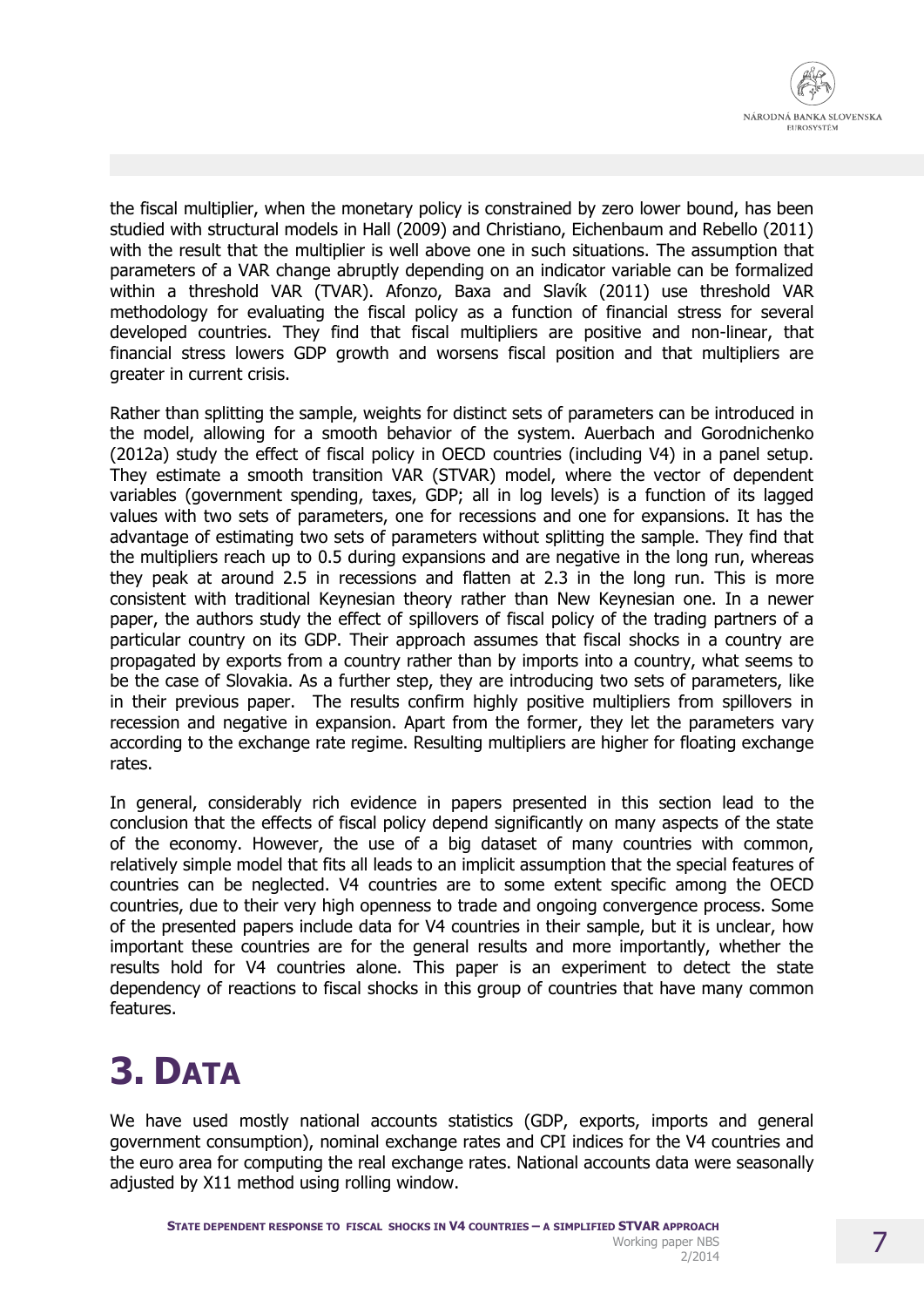the fiscal multiplier, when the monetary policy is constrained by zero lower bound, has been studied with structural models in Hall (2009) and Christiano, Eichenbaum and Rebello (2011) with the result that the multiplier is well above one in such situations. The assumption that parameters of a VAR change abruptly depending on an indicator variable can be formalized within a threshold VAR (TVAR). Afonzo, Baxa and Slavík (2011) use threshold VAR methodology for evaluating the fiscal policy as a function of financial stress for several developed countries. They find that fiscal multipliers are positive and non-linear, that financial stress lowers GDP growth and worsens fiscal position and that multipliers are greater in current crisis.

Rather than splitting the sample, weights for distinct sets of parameters can be introduced in the model, allowing for a smooth behavior of the system. Auerbach and Gorodnichenko (2012a) study the effect of fiscal policy in OECD countries (including V4) in a panel setup. They estimate a smooth transition VAR (STVAR) model, where the vector of dependent variables (government spending, taxes, GDP; all in log levels) is a function of its lagged values with two sets of parameters, one for recessions and one for expansions. It has the advantage of estimating two sets of parameters without splitting the sample. They find that the multipliers reach up to 0.5 during expansions and are negative in the long run, whereas they peak at around 2.5 in recessions and flatten at 2.3 in the long run. This is more consistent with traditional Keynesian theory rather than New Keynesian one. In a newer paper, the authors study the effect of spillovers of fiscal policy of the trading partners of a particular country on its GDP. Their approach assumes that fiscal shocks in a country are propagated by exports from a country rather than by imports into a country, what seems to be the case of Slovakia. As a further step, they are introducing two sets of parameters, like in their previous paper. The results confirm highly positive multipliers from spillovers in recession and negative in expansion. Apart from the former, they let the parameters vary according to the exchange rate regime. Resulting multipliers are higher for floating exchange rates.

In general, considerably rich evidence in papers presented in this section lead to the conclusion that the effects of fiscal policy depend significantly on many aspects of the state of the economy. However, the use of a big dataset of many countries with common, relatively simple model that fits all leads to an implicit assumption that the special features of countries can be neglected. V4 countries are to some extent specific among the OECD countries, due to their very high openness to trade and ongoing convergence process. Some of the presented papers include data for V4 countries in their sample, but it is unclear, how important these countries are for the general results and more importantly, whether the results hold for V4 countries alone. This paper is an experiment to detect the state dependency of reactions to fiscal shocks in this group of countries that have many common features.

# 3. Data

We have used mostly national accounts statistics (GDP, exports, imports and general government consumption), nominal exchange rates and CPI indices for the V4 countries and the euro area for computing the real exchange rates. National accounts data were seasonally adjusted by X11 method using rolling window.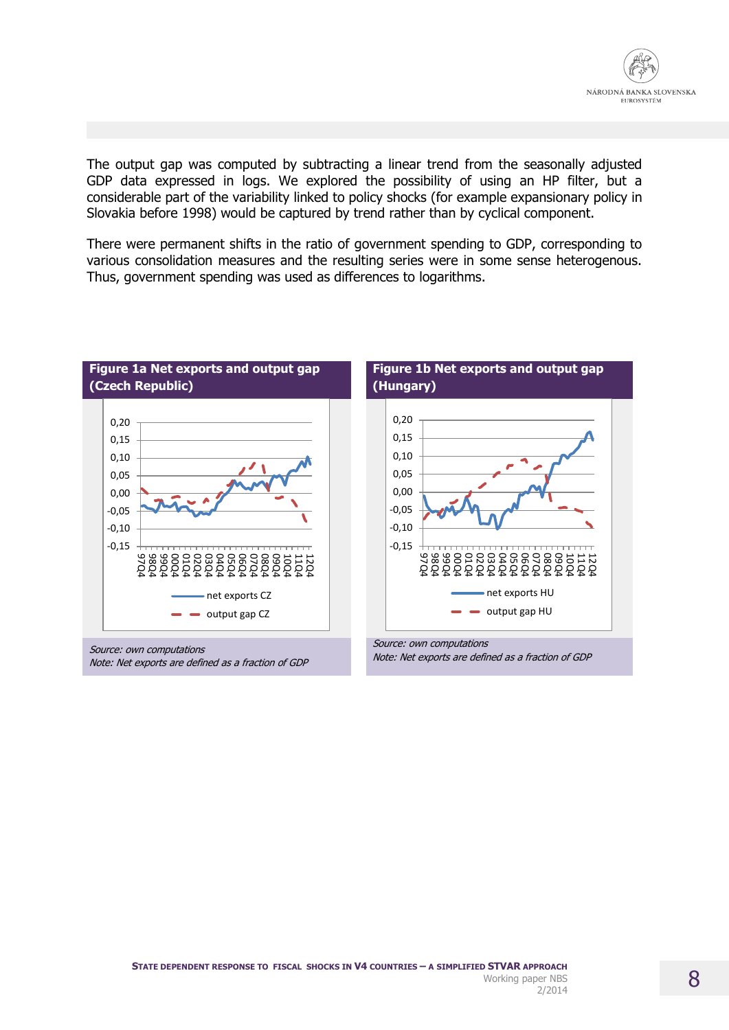The output gap was computed by subtracting a linear trend from the seasonally adjusted GDP data expressed in logs. We explored the possibility of using an HP filter, but a considerable part of the variability linked to policy shocks (for example expansionary policy in Slovakia before 1998) would be captured by trend rather than by cyclical component.

There were permanent shifts in the ratio of government spending to GDP, corresponding to various consolidation measures and the resulting series were in some sense heterogenous. Thus, government spending was used as differences to logarithms.

**Figure 1a Net exports and output gap (Czech Republic)**

*Source: own computations*
*Note: Net exports are defined as a fraction of GDP*

**Figure 1b Net exports and output gap (Hungary)**

*Source: own computations*
*Note: Net exports are defined as a fraction of GDP*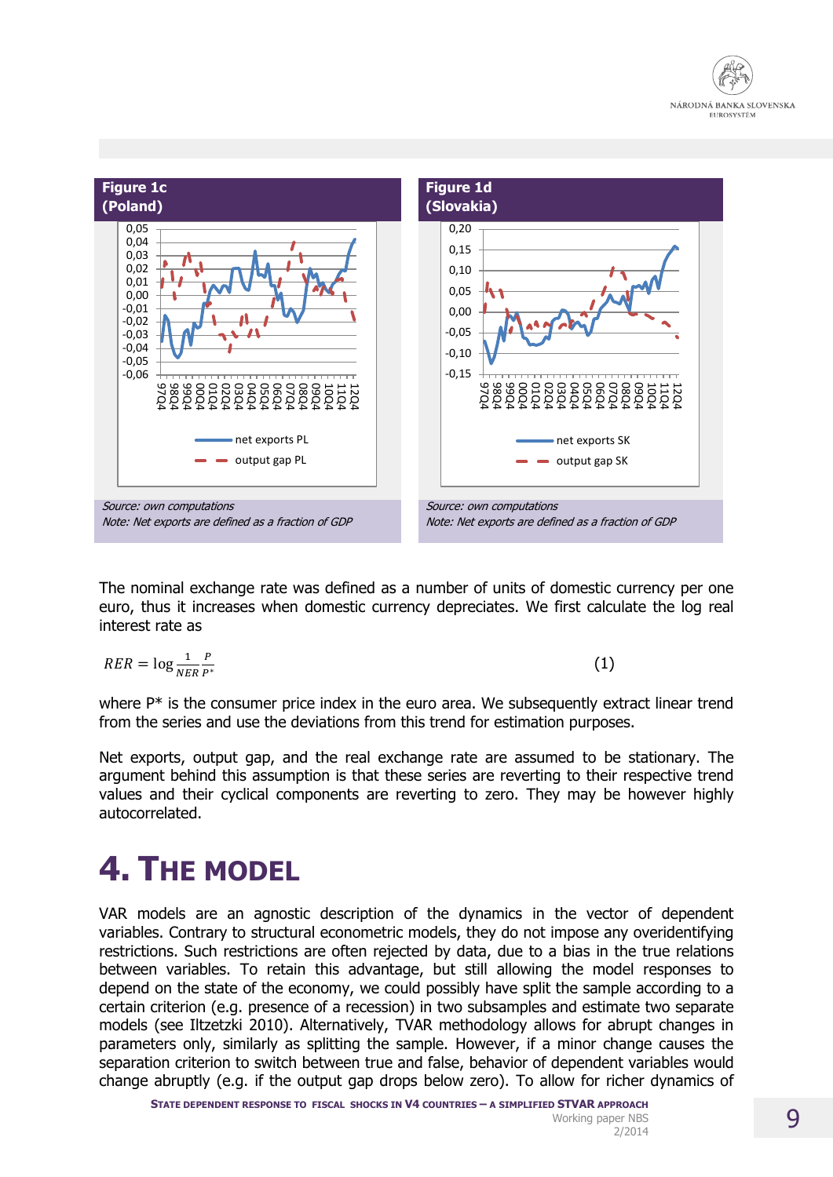**Figure 1c**
**(Poland)**

Source: own computations
Note: Net exports are defined as a fraction of GDP

**Figure 1d**
**(Slovakia)**

Source: own computations
Note: Net exports are defined as a fraction of GDP

The nominal exchange rate was defined as a number of units of domestic currency per one euro, thus it increases when domestic currency depreciates. We first calculate the log real interest rate as

$$RER = \log \frac{1}{NER} \frac{P}{P^*} \qquad (1)$$

where P* is the consumer price index in the euro area. We subsequently extract linear trend from the series and use the deviations from this trend for estimation purposes.

Net exports, output gap, and the real exchange rate are assumed to be stationary. The argument behind this assumption is that these series are reverting to their respective trend values and their cyclical components are reverting to zero. They may be however highly autocorrelated.

# 4. THE MODEL

VAR models are an agnostic description of the dynamics in the vector of dependent variables. Contrary to structural econometric models, they do not impose any overidentifying restrictions. Such restrictions are often rejected by data, due to a bias in the true relations between variables. To retain this advantage, but still allowing the model responses to depend on the state of the economy, we could possibly have split the sample according to a certain criterion (e.g. presence of a recession) in two subsamples and estimate two separate models (see Iltzetzki 2010). Alternatively, TVAR methodology allows for abrupt changes in parameters only, similarly as splitting the sample. However, if a minor change causes the separation criterion to switch between true and false, behavior of dependent variables would change abruptly (e.g. if the output gap drops below zero). To allow for richer dynamics of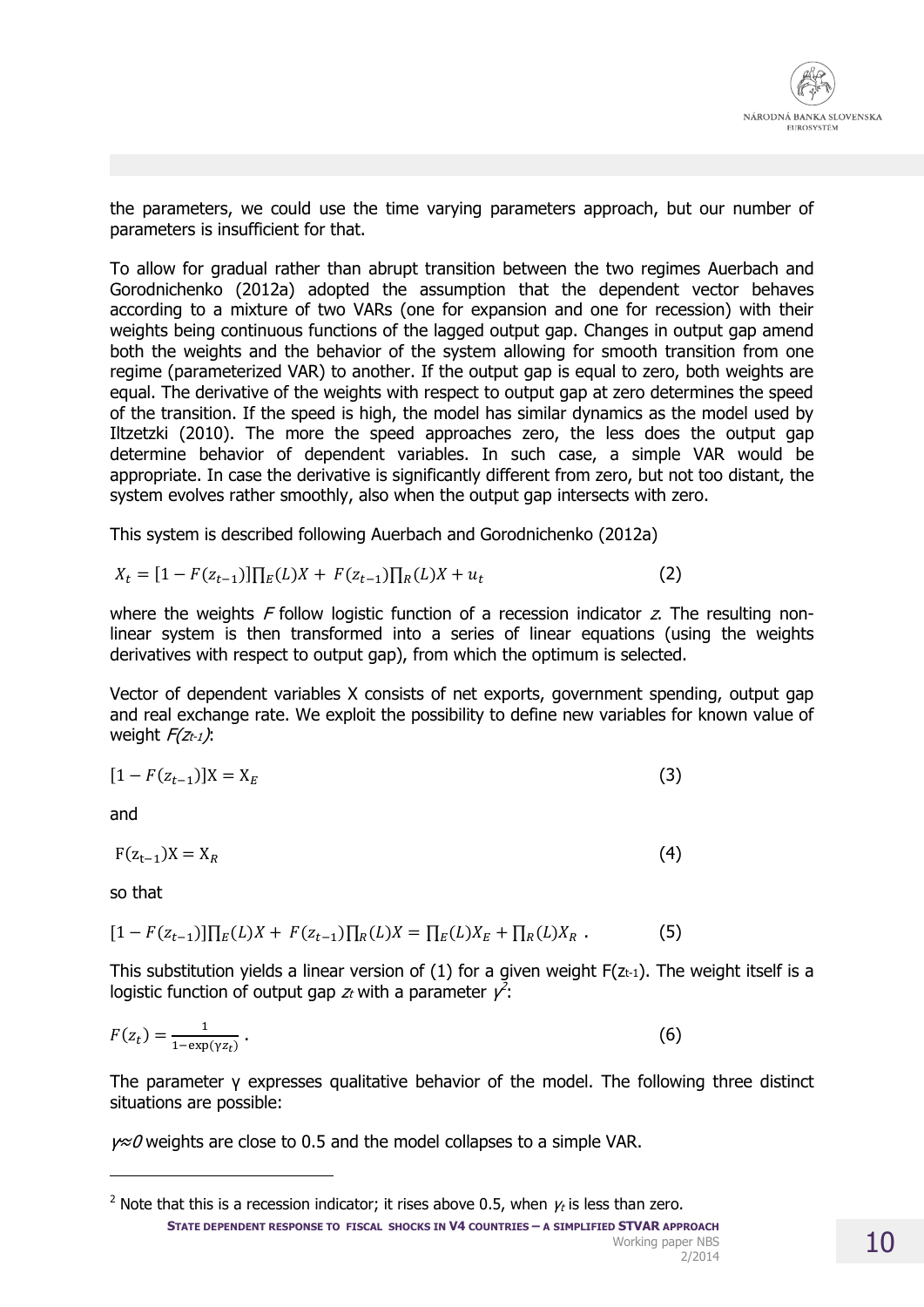the parameters, we could use the time varying parameters approach, but our number of parameters is insufficient for that.

To allow for gradual rather than abrupt transition between the two regimes Auerbach and Gorodnichenko (2012a) adopted the assumption that the dependent vector behaves according to a mixture of two VARs (one for expansion and one for recession) with their weights being continuous functions of the lagged output gap. Changes in output gap amend both the weights and the behavior of the system allowing for smooth transition from one regime (parameterized VAR) to another. If the output gap is equal to zero, both weights are equal. The derivative of the weights with respect to output gap at zero determines the speed of the transition. If the speed is high, the model has similar dynamics as the model used by Iltzetzki (2010). The more the speed approaches zero, the less does the output gap determine behavior of dependent variables. In such case, a simple VAR would be appropriate. In case the derivative is significantly different from zero, but not too distant, the system evolves rather smoothly, also when the output gap intersects with zero.

This system is described following Auerbach and Gorodnichenko (2012a)

$$X_t = [1 - F(z_{t-1})]\prod_E(L)X + F(z_{t-1})\prod_R(L)X + u_t \qquad (2)$$

where the weights *F* follow logistic function of a recession indicator *z*. The resulting non-linear system is then transformed into a series of linear equations (using the weights derivatives with respect to output gap), from which the optimum is selected.

Vector of dependent variables X consists of net exports, government spending, output gap and real exchange rate. We exploit the possibility to define new variables for known value of weight $F(z_{t-1})$:

$$[1 - F(z_{t-1})]\mathrm{X} = \mathrm{X}_E \qquad (3)$$

and

$$\mathrm{F}(\mathrm{z}_{t-1})\mathrm{X} = \mathrm{X}_R \qquad (4)$$

so that

$$[1 - F(z_{t-1})]\prod_E(L)X + F(z_{t-1})\prod_R(L)X = \prod_E(L)X_E + \prod_R(L)X_R \;. \qquad (5)$$

This substitution yields a linear version of (1) for a given weight $F(z_{t-1})$. The weight itself is a logistic function of output gap $z_t$ with a parameter $\gamma$[2]:

$$F(z_t) = \frac{1}{1 - \exp(\gamma z_t)} \;. \qquad (6)$$

The parameter γ expresses qualitative behavior of the model. The following three distinct situations are possible:

*γ≈0* weights are close to 0.5 and the model collapses to a simple VAR.

[2] Note that this is a recession indicator; it rises above 0.5, when $\gamma_t$ is less than zero.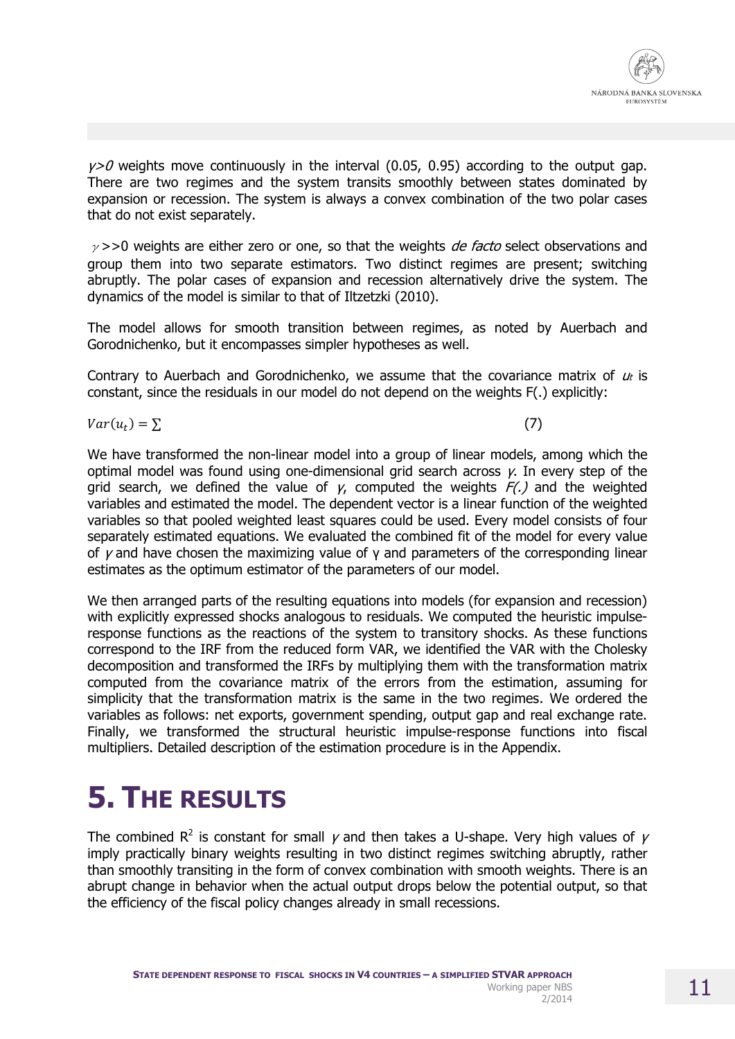$\gamma > 0$ weights move continuously in the interval (0.05, 0.95) according to the output gap. There are two regimes and the system transits smoothly between states dominated by expansion or recession. The system is always a convex combination of the two polar cases that do not exist separately.

$\gamma >> 0$ weights are either zero or one, so that the weights *de facto* select observations and group them into two separate estimators. Two distinct regimes are present; switching abruptly. The polar cases of expansion and recession alternatively drive the system. The dynamics of the model is similar to that of Iltzetzki (2010).

The model allows for smooth transition between regimes, as noted by Auerbach and Gorodnichenko, but it encompasses simpler hypotheses as well.

Contrary to Auerbach and Gorodnichenko, we assume that the covariance matrix of $u_t$ is constant, since the residuals in our model do not depend on the weights F(.) explicitly:

$$Var(u_t) = \Sigma \tag{7}$$

We have transformed the non-linear model into a group of linear models, among which the optimal model was found using one-dimensional grid search across $\gamma$. In every step of the grid search, we defined the value of $\gamma$, computed the weights *F(.)* and the weighted variables and estimated the model. The dependent vector is a linear function of the weighted variables so that pooled weighted least squares could be used. Every model consists of four separately estimated equations. We evaluated the combined fit of the model for every value of $\gamma$ and have chosen the maximizing value of γ and parameters of the corresponding linear estimates as the optimum estimator of the parameters of our model.

We then arranged parts of the resulting equations into models (for expansion and recession) with explicitly expressed shocks analogous to residuals. We computed the heuristic impulse-response functions as the reactions of the system to transitory shocks. As these functions correspond to the IRF from the reduced form VAR, we identified the VAR with the Cholesky decomposition and transformed the IRFs by multiplying them with the transformation matrix computed from the covariance matrix of the errors from the estimation, assuming for simplicity that the transformation matrix is the same in the two regimes. We ordered the variables as follows: net exports, government spending, output gap and real exchange rate. Finally, we transformed the structural heuristic impulse-response functions into fiscal multipliers. Detailed description of the estimation procedure is in the Appendix.

# 5. The results

The combined $R^2$ is constant for small $\gamma$ and then takes a U-shape. Very high values of $\gamma$ imply practically binary weights resulting in two distinct regimes switching abruptly, rather than smoothly transiting in the form of convex combination with smooth weights. There is an abrupt change in behavior when the actual output drops below the potential output, so that the efficiency of the fiscal policy changes already in small recessions.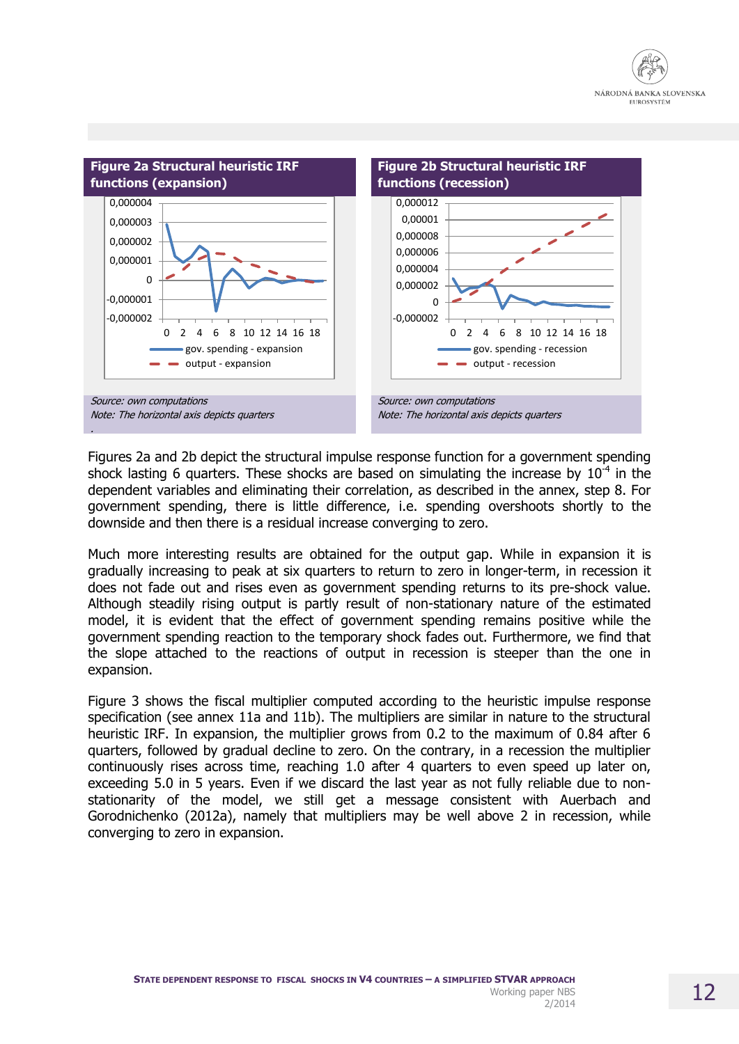**Figure 2a Structural heuristic IRF functions (expansion)**

Source: own computations

Note: The horizontal axis depicts quarters

**Figure 2b Structural heuristic IRF functions (recession)**

Source: own computations

Note: The horizontal axis depicts quarters

Figures 2a and 2b depict the structural impulse response function for a government spending shock lasting 6 quarters. These shocks are based on simulating the increase by $10^{-4}$ in the dependent variables and eliminating their correlation, as described in the annex, step 8. For government spending, there is little difference, i.e. spending overshoots shortly to the downside and then there is a residual increase converging to zero.

Much more interesting results are obtained for the output gap. While in expansion it is gradually increasing to peak at six quarters to return to zero in longer-term, in recession it does not fade out and rises even as government spending returns to its pre-shock value. Although steadily rising output is partly result of non-stationary nature of the estimated model, it is evident that the effect of government spending remains positive while the government spending reaction to the temporary shock fades out. Furthermore, we find that the slope attached to the reactions of output in recession is steeper than the one in expansion.

Figure 3 shows the fiscal multiplier computed according to the heuristic impulse response specification (see annex 11a and 11b). The multipliers are similar in nature to the structural heuristic IRF. In expansion, the multiplier grows from 0.2 to the maximum of 0.84 after 6 quarters, followed by gradual decline to zero. On the contrary, in a recession the multiplier continuously rises across time, reaching 1.0 after 4 quarters to even speed up later on, exceeding 5.0 in 5 years. Even if we discard the last year as not fully reliable due to non-stationarity of the model, we still get a message consistent with Auerbach and Gorodnichenko (2012a), namely that multipliers may be well above 2 in recession, while converging to zero in expansion.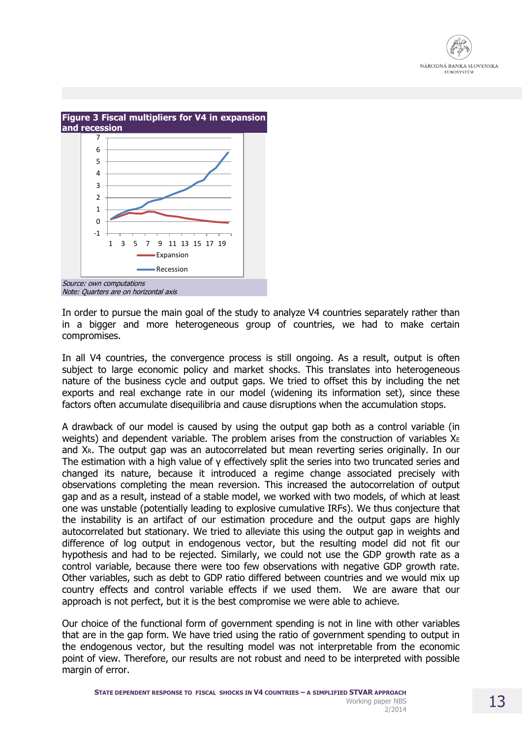**Figure 3 Fiscal multipliers for V4 in expansion and recession**

*Source: own computations*
*Note: Quarters are on horizontal axis*

In order to pursue the main goal of the study to analyze V4 countries separately rather than in a bigger and more heterogeneous group of countries, we had to make certain compromises.

In all V4 countries, the convergence process is still ongoing. As a result, output is often subject to large economic policy and market shocks. This translates into heterogeneous nature of the business cycle and output gaps. We tried to offset this by including the net exports and real exchange rate in our model (widening its information set), since these factors often accumulate disequilibria and cause disruptions when the accumulation stops.

A drawback of our model is caused by using the output gap both as a control variable (in weights) and dependent variable. The problem arises from the construction of variables $X_E$ and $X_R$. The output gap was an autocorrelated but mean reverting series originally. In our The estimation with a high value of $\gamma$ effectively split the series into two truncated series and changed its nature, because it introduced a regime change associated precisely with observations completing the mean reversion. This increased the autocorrelation of output gap and as a result, instead of a stable model, we worked with two models, of which at least one was unstable (potentially leading to explosive cumulative IRFs). We thus conjecture that the instability is an artifact of our estimation procedure and the output gaps are highly autocorrelated but stationary. We tried to alleviate this using the output gap in weights and difference of log output in endogenous vector, but the resulting model did not fit our hypothesis and had to be rejected. Similarly, we could not use the GDP growth rate as a control variable, because there were too few observations with negative GDP growth rate. Other variables, such as debt to GDP ratio differed between countries and we would mix up country effects and control variable effects if we used them. We are aware that our approach is not perfect, but it is the best compromise we were able to achieve.

Our choice of the functional form of government spending is not in line with other variables that are in the gap form. We have tried using the ratio of government spending to output in the endogenous vector, but the resulting model was not interpretable from the economic point of view. Therefore, our results are not robust and need to be interpreted with possible margin of error.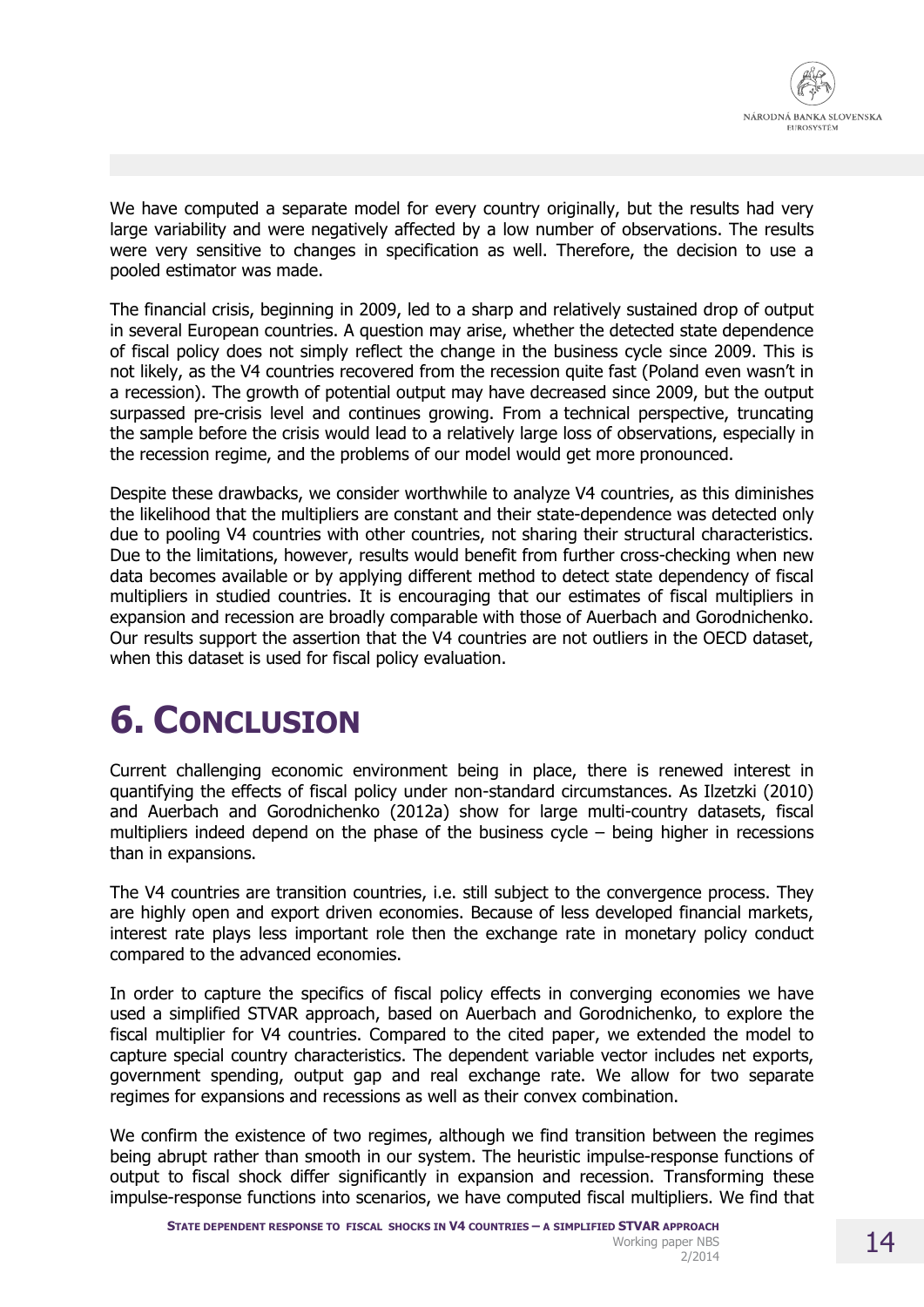We have computed a separate model for every country originally, but the results had very large variability and were negatively affected by a low number of observations. The results were very sensitive to changes in specification as well. Therefore, the decision to use a pooled estimator was made.

The financial crisis, beginning in 2009, led to a sharp and relatively sustained drop of output in several European countries. A question may arise, whether the detected state dependence of fiscal policy does not simply reflect the change in the business cycle since 2009. This is not likely, as the V4 countries recovered from the recession quite fast (Poland even wasn't in a recession). The growth of potential output may have decreased since 2009, but the output surpassed pre-crisis level and continues growing. From a technical perspective, truncating the sample before the crisis would lead to a relatively large loss of observations, especially in the recession regime, and the problems of our model would get more pronounced.

Despite these drawbacks, we consider worthwhile to analyze V4 countries, as this diminishes the likelihood that the multipliers are constant and their state-dependence was detected only due to pooling V4 countries with other countries, not sharing their structural characteristics. Due to the limitations, however, results would benefit from further cross-checking when new data becomes available or by applying different method to detect state dependency of fiscal multipliers in studied countries. It is encouraging that our estimates of fiscal multipliers in expansion and recession are broadly comparable with those of Auerbach and Gorodnichenko. Our results support the assertion that the V4 countries are not outliers in the OECD dataset, when this dataset is used for fiscal policy evaluation.

# 6. Conclusion

Current challenging economic environment being in place, there is renewed interest in quantifying the effects of fiscal policy under non-standard circumstances. As Ilzetzki (2010) and Auerbach and Gorodnichenko (2012a) show for large multi-country datasets, fiscal multipliers indeed depend on the phase of the business cycle – being higher in recessions than in expansions.

The V4 countries are transition countries, i.e. still subject to the convergence process. They are highly open and export driven economies. Because of less developed financial markets, interest rate plays less important role then the exchange rate in monetary policy conduct compared to the advanced economies.

In order to capture the specifics of fiscal policy effects in converging economies we have used a simplified STVAR approach, based on Auerbach and Gorodnichenko, to explore the fiscal multiplier for V4 countries. Compared to the cited paper, we extended the model to capture special country characteristics. The dependent variable vector includes net exports, government spending, output gap and real exchange rate. We allow for two separate regimes for expansions and recessions as well as their convex combination.

We confirm the existence of two regimes, although we find transition between the regimes being abrupt rather than smooth in our system. The heuristic impulse-response functions of output to fiscal shock differ significantly in expansion and recession. Transforming these impulse-response functions into scenarios, we have computed fiscal multipliers. We find that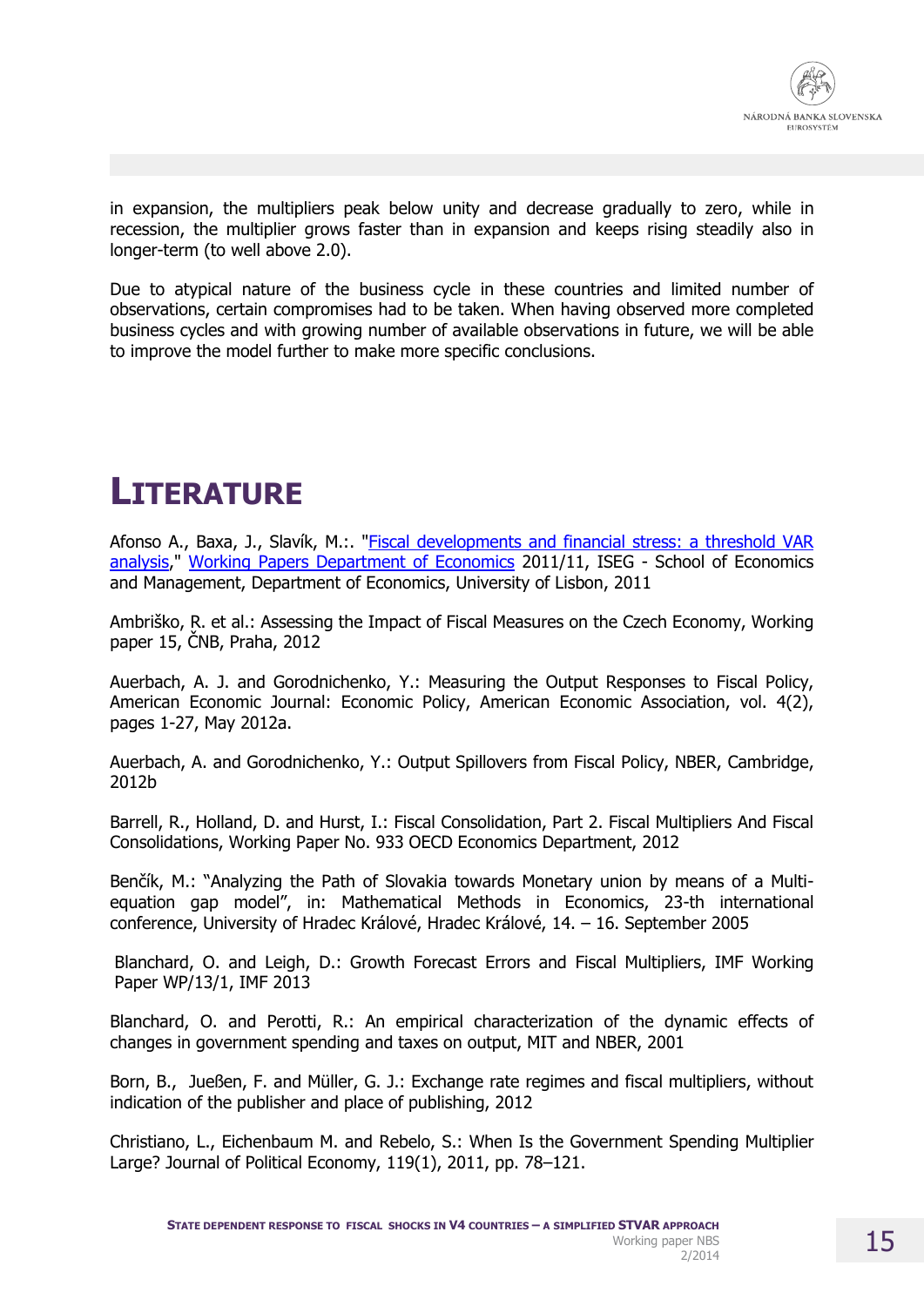in expansion, the multipliers peak below unity and decrease gradually to zero, while in recession, the multiplier grows faster than in expansion and keeps rising steadily also in longer-term (to well above 2.0).

Due to atypical nature of the business cycle in these countries and limited number of observations, certain compromises had to be taken. When having observed more completed business cycles and with growing number of available observations in future, we will be able to improve the model further to make more specific conclusions.

# LITERATURE

Afonso A., Baxa, J., Slavík, M.:. "Fiscal developments and financial stress: a threshold VAR analysis," Working Papers Department of Economics 2011/11, ISEG - School of Economics and Management, Department of Economics, University of Lisbon, 2011

Ambriško, R. et al.: Assessing the Impact of Fiscal Measures on the Czech Economy, Working paper 15, ČNB, Praha, 2012

Auerbach, A. J. and Gorodnichenko, Y.: Measuring the Output Responses to Fiscal Policy, American Economic Journal: Economic Policy, American Economic Association, vol. 4(2), pages 1-27, May 2012a.

Auerbach, A. and Gorodnichenko, Y.: Output Spillovers from Fiscal Policy, NBER, Cambridge, 2012b

Barrell, R., Holland, D. and Hurst, I.: Fiscal Consolidation, Part 2. Fiscal Multipliers And Fiscal Consolidations, Working Paper No. 933 OECD Economics Department, 2012

Benčík, M.: "Analyzing the Path of Slovakia towards Monetary union by means of a Multi-equation gap model", in: Mathematical Methods in Economics, 23-th international conference, University of Hradec Králové, Hradec Králové, 14. – 16. September 2005

Blanchard, O. and Leigh, D.: Growth Forecast Errors and Fiscal Multipliers, IMF Working Paper WP/13/1, IMF 2013

Blanchard, O. and Perotti, R.: An empirical characterization of the dynamic effects of changes in government spending and taxes on output, MIT and NBER, 2001

Born, B., Jueßen, F. and Müller, G. J.: Exchange rate regimes and fiscal multipliers, without indication of the publisher and place of publishing, 2012

Christiano, L., Eichenbaum M. and Rebelo, S.: When Is the Government Spending Multiplier Large? Journal of Political Economy, 119(1), 2011, pp. 78–121.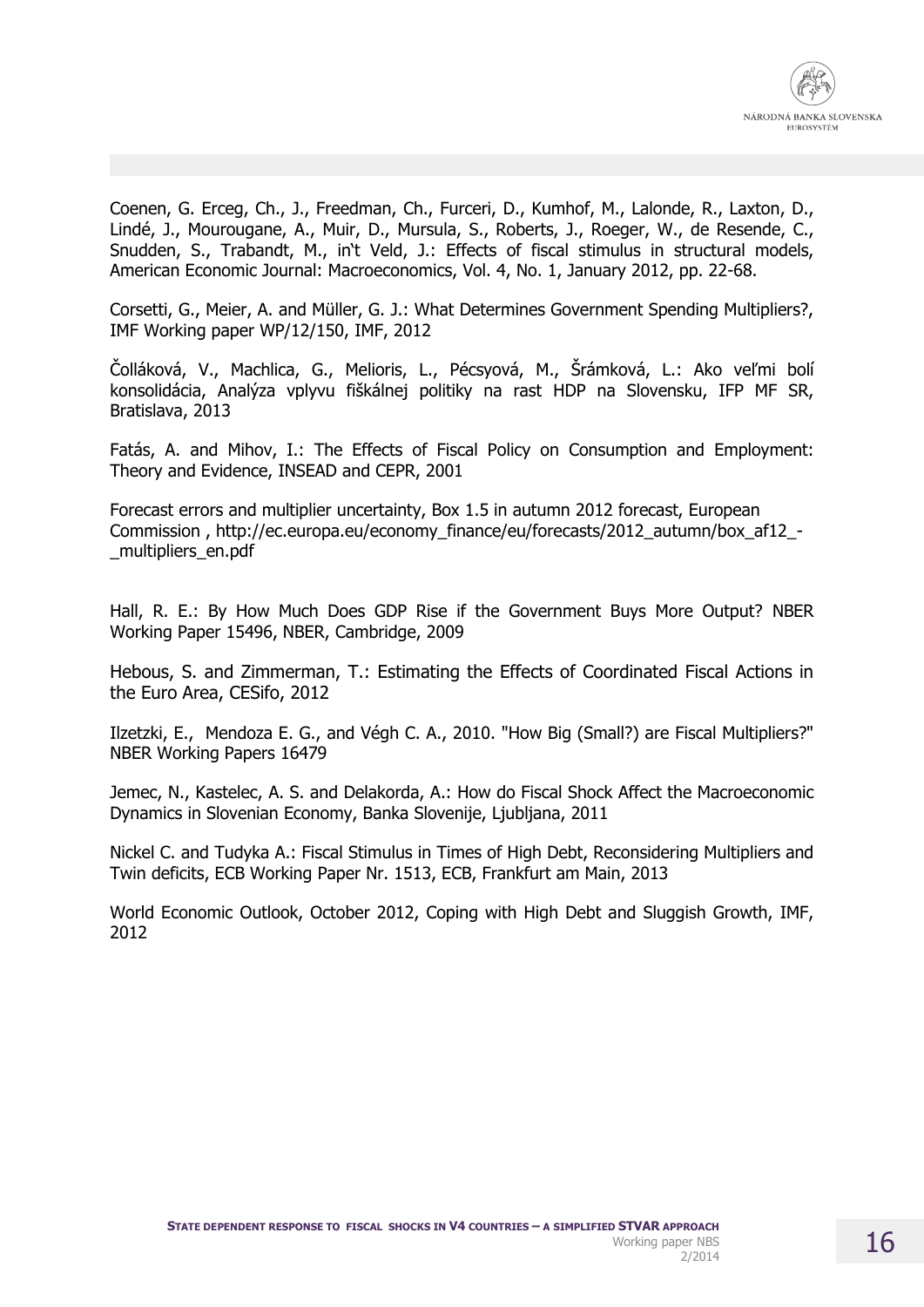Coenen, G. Erceg, Ch., J., Freedman, Ch., Furceri, D., Kumhof, M., Lalonde, R., Laxton, D., Lindé, J., Mourougane, A., Muir, D., Mursula, S., Roberts, J., Roeger, W., de Resende, C., Snudden, S., Trabandt, M., in't Veld, J.: Effects of fiscal stimulus in structural models, American Economic Journal: Macroeconomics, Vol. 4, No. 1, January 2012, pp. 22-68.

Corsetti, G., Meier, A. and Müller, G. J.: What Determines Government Spending Multipliers?, IMF Working paper WP/12/150, IMF, 2012

Čolláková, V., Machlica, G., Melioris, L., Pécsyová, M., Šrámková, L.: Ako veľmi bolí konsolidácia, Analýza vplyvu fiškálnej politiky na rast HDP na Slovensku, IFP MF SR, Bratislava, 2013

Fatás, A. and Mihov, I.: The Effects of Fiscal Policy on Consumption and Employment: Theory and Evidence, INSEAD and CEPR, 2001

Forecast errors and multiplier uncertainty, Box 1.5 in autumn 2012 forecast, European Commission , http://ec.europa.eu/economy_finance/eu/forecasts/2012_autumn/box_af12_-_multipliers_en.pdf

Hall, R. E.: By How Much Does GDP Rise if the Government Buys More Output? NBER Working Paper 15496, NBER, Cambridge, 2009

Hebous, S. and Zimmerman, T.: Estimating the Effects of Coordinated Fiscal Actions in the Euro Area, CESifo, 2012

Ilzetzki, E., Mendoza E. G., and Végh C. A., 2010. "How Big (Small?) are Fiscal Multipliers?" NBER Working Papers 16479

Jemec, N., Kastelec, A. S. and Delakorda, A.: How do Fiscal Shock Affect the Macroeconomic Dynamics in Slovenian Economy, Banka Slovenije, Ljubljana, 2011

Nickel C. and Tudyka A.: Fiscal Stimulus in Times of High Debt, Reconsidering Multipliers and Twin deficits, ECB Working Paper Nr. 1513, ECB, Frankfurt am Main, 2013

World Economic Outlook, October 2012, Coping with High Debt and Sluggish Growth, IMF, 2012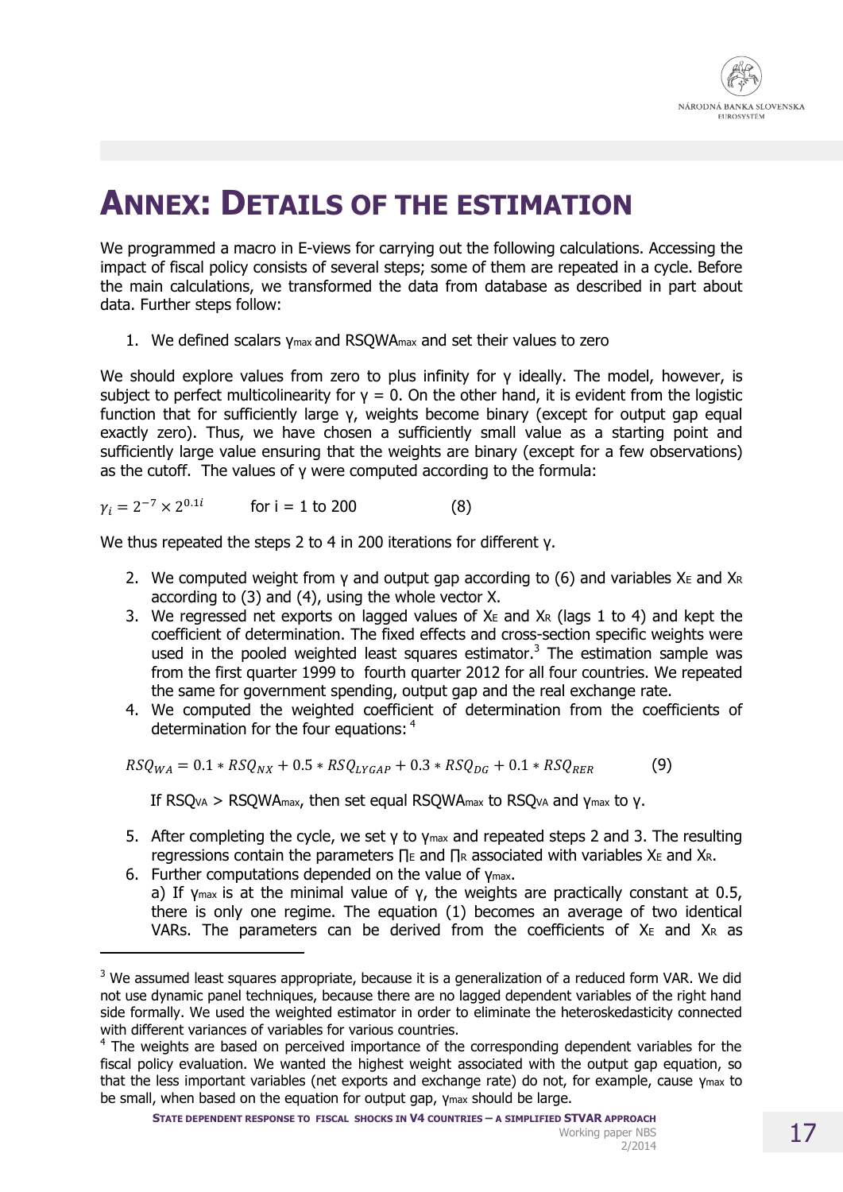# ANNEX: DETAILS OF THE ESTIMATION

We programmed a macro in E-views for carrying out the following calculations. Accessing the impact of fiscal policy consists of several steps; some of them are repeated in a cycle. Before the main calculations, we transformed the data from database as described in part about data. Further steps follow:

1. We defined scalars $\gamma_{max}$ and $RSQWA_{max}$ and set their values to zero

We should explore values from zero to plus infinity for γ ideally. The model, however, is subject to perfect multicolinearity for γ = 0. On the other hand, it is evident from the logistic function that for sufficiently large γ, weights become binary (except for output gap equal exactly zero). Thus, we have chosen a sufficiently small value as a starting point and sufficiently large value ensuring that the weights are binary (except for a few observations) as the cutoff. The values of γ were computed according to the formula:

$$\gamma_i = 2^{-7} \times 2^{0.1i} \qquad \text{for i = 1 to 200} \qquad (8)$$

We thus repeated the steps 2 to 4 in 200 iterations for different γ.

2. We computed weight from γ and output gap according to (6) and variables $X_E$ and $X_R$ according to (3) and (4), using the whole vector X.
3. We regressed net exports on lagged values of $X_E$ and $X_R$ (lags 1 to 4) and kept the coefficient of determination. The fixed effects and cross-section specific weights were used in the pooled weighted least squares estimator.[3] The estimation sample was from the first quarter 1999 to fourth quarter 2012 for all four countries. We repeated the same for government spending, output gap and the real exchange rate.
4. We computed the weighted coefficient of determination from the coefficients of determination for the four equations: [4]

$$RSQ_{WA} = 0.1 * RSQ_{NX} + 0.5 * RSQ_{LYGAP} + 0.3 * RSQ_{DG} + 0.1 * RSQ_{RER} \qquad (9)$$

   If $RSQ_{VA} > RSQWA_{max}$, then set equal $RSQWA_{max}$ to $RSQ_{VA}$ and $\gamma_{max}$ to γ.

5. After completing the cycle, we set γ to $\gamma_{max}$ and repeated steps 2 and 3. The resulting regressions contain the parameters $\Pi_E$ and $\Pi_R$ associated with variables $X_E$ and $X_R$.
6. Further computations depended on the value of $\gamma_{max}$.
   a) If $\gamma_{max}$ is at the minimal value of γ, the weights are practically constant at 0.5, there is only one regime. The equation (1) becomes an average of two identical VARs. The parameters can be derived from the coefficients of $X_E$ and $X_R$ as

[3] We assumed least squares appropriate, because it is a generalization of a reduced form VAR. We did not use dynamic panel techniques, because there are no lagged dependent variables of the right hand side formally. We used the weighted estimator in order to eliminate the heteroskedasticity connected with different variances of variables for various countries.

[4] The weights are based on perceived importance of the corresponding dependent variables for the fiscal policy evaluation. We wanted the highest weight associated with the output gap equation, so that the less important variables (net exports and exchange rate) do not, for example, cause $\gamma_{max}$ to be small, when based on the equation for output gap, $\gamma_{max}$ should be large.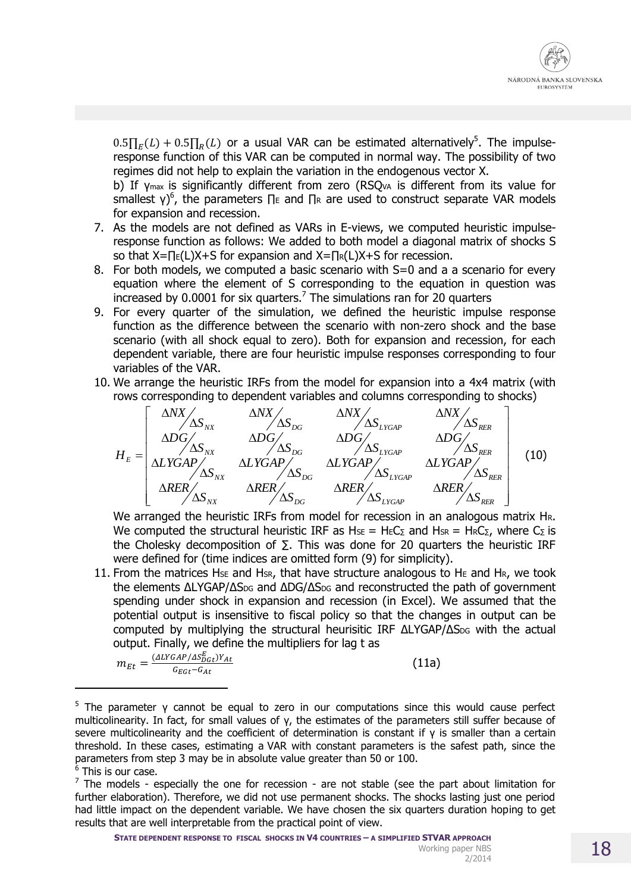$0.5\prod_E(L) + 0.5\prod_R(L)$ or a usual VAR can be estimated alternatively[5]. The impulse-response function of this VAR can be computed in normal way. The possibility of two regimes did not help to explain the variation in the endogenous vector X.

b) If $\gamma_{max}$ is significantly different from zero ($RSQ_{VA}$ is different from its value for smallest γ)[6], the parameters $\prod_E$ and $\prod_R$ are used to construct separate VAR models for expansion and recession.

7. As the models are not defined as VARs in E-views, we computed heuristic impulse-response function as follows: We added to both model a diagonal matrix of shocks S so that $X=\prod_E(L)X+S$ for expansion and $X=\prod_R(L)X+S$ for recession.
8. For both models, we computed a basic scenario with S=0 and a a scenario for every equation where the element of S corresponding to the equation in question was increased by 0.0001 for six quarters.[7] The simulations ran for 20 quarters
9. For every quarter of the simulation, we defined the heuristic impulse response function as the difference between the scenario with non-zero shock and the base scenario (with all shock equal to zero). Both for expansion and recession, for each dependent variable, there are four heuristic impulse responses corresponding to four variables of the VAR.
10. We arrange the heuristic IRFs from the model for expansion into a 4x4 matrix (with rows corresponding to dependent variables and columns corresponding to shocks)

$$H_E = \begin{bmatrix} \Delta NX/\Delta S_{NX} & \Delta NX/\Delta S_{DG} & \Delta NX/\Delta S_{LYGAP} & \Delta NX/\Delta S_{RER} \\ \Delta DG/\Delta S_{NX} & \Delta DG/\Delta S_{DG} & \Delta DG/\Delta S_{LYGAP} & \Delta DG/\Delta S_{RER} \\ \Delta LYGAP/\Delta S_{NX} & \Delta LYGAP/\Delta S_{DG} & \Delta LYGAP/\Delta S_{LYGAP} & \Delta LYGAP/\Delta S_{RER} \\ \Delta RER/\Delta S_{NX} & \Delta RER/\Delta S_{DG} & \Delta RER/\Delta S_{LYGAP} & \Delta RER/\Delta S_{RER} \end{bmatrix} \quad (10)$$

We arranged the heuristic IRFs from model for recession in an analogous matrix $H_R$. We computed the structural heuristic IRF as $H_{SE} = H_E C_\Sigma$ and $H_{SR} = H_R C_\Sigma$, where $C_\Sigma$ is the Cholesky decomposition of $\Sigma$. This was done for 20 quarters the heuristic IRF were defined for (time indices are omitted form (9) for simplicity).

11. From the matrices $H_{SE}$ and $H_{SR}$, that have structure analogous to $H_E$ and $H_R$, we took the elements $\Delta LYGAP/\Delta S_{DG}$ and $\Delta DG/\Delta S_{DG}$ and reconstructed the path of government spending under shock in expansion and recession (in Excel). We assumed that the potential output is insensitive to fiscal policy so that the changes in output can be computed by multiplying the structural heurisitic IRF $\Delta LYGAP/\Delta S_{DG}$ with the actual output. Finally, we define the multipliers for lag t as

$$m_{Et} = \frac{(\Delta LYGAP/\Delta S^E_{DGt})Y_{At}}{G_{EGt} - G_{At}} \quad (11a)$$

---

[5] The parameter γ cannot be equal to zero in our computations since this would cause perfect multicolinearity. In fact, for small values of γ, the estimates of the parameters still suffer because of severe multicolinearity and the coefficient of determination is constant if γ is smaller than a certain threshold. In these cases, estimating a VAR with constant parameters is the safest path, since the parameters from step 3 may be in absolute value greater than 50 or 100.

[6] This is our case.

[7] The models - especially the one for recession - are not stable (see the part about limitation for further elaboration). Therefore, we did not use permanent shocks. The shocks lasting just one period had little impact on the dependent variable. We have chosen the six quarters duration hoping to get results that are well interpretable from the practical point of view.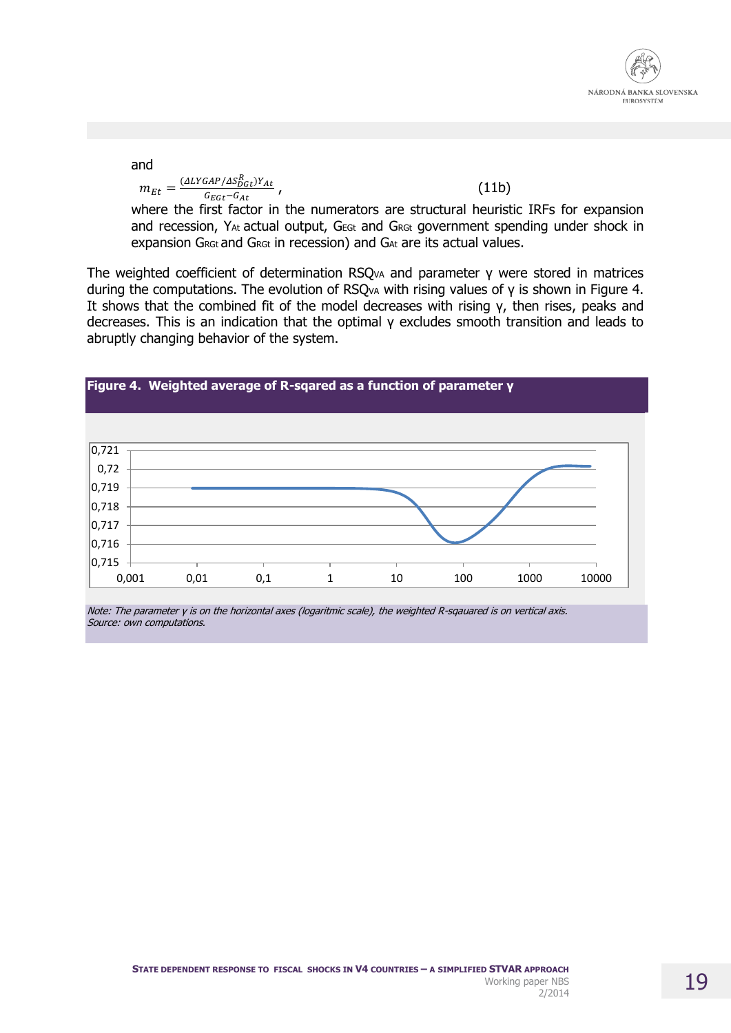and

$$m_{Et} = \frac{(\Delta LYGAP/\Delta S^{R}_{DGt})Y_{At}}{G_{EGt}-G_{At}}, \qquad (11b)$$

where the first factor in the numerators are structural heuristic IRFs for expansion and recession, $Y_{At}$ actual output, $G_{EGt}$ and $G_{RGt}$ government spending under shock in expansion $G_{RGt}$ and $G_{RGt}$ in recession) and $G_{At}$ are its actual values.

The weighted coefficient of determination $RSQ_{VA}$ and parameter γ were stored in matrices during the computations. The evolution of $RSQ_{VA}$ with rising values of γ is shown in Figure 4. It shows that the combined fit of the model decreases with rising γ, then rises, peaks and decreases. This is an indication that the optimal γ excludes smooth transition and leads to abruptly changing behavior of the system.

**Figure 4. Weighted average of R-sqared as a function of parameter γ**

0,721
0,72
0,719
0,718
0,717
0,716
0,715

0,001
0,01
0,1
1
10
100
1000
10000

*Note: The parameter γ is on the horizontal axes (logaritmic scale), the weighted R-sqauared is on vertical axis.*
*Source: own computations.*